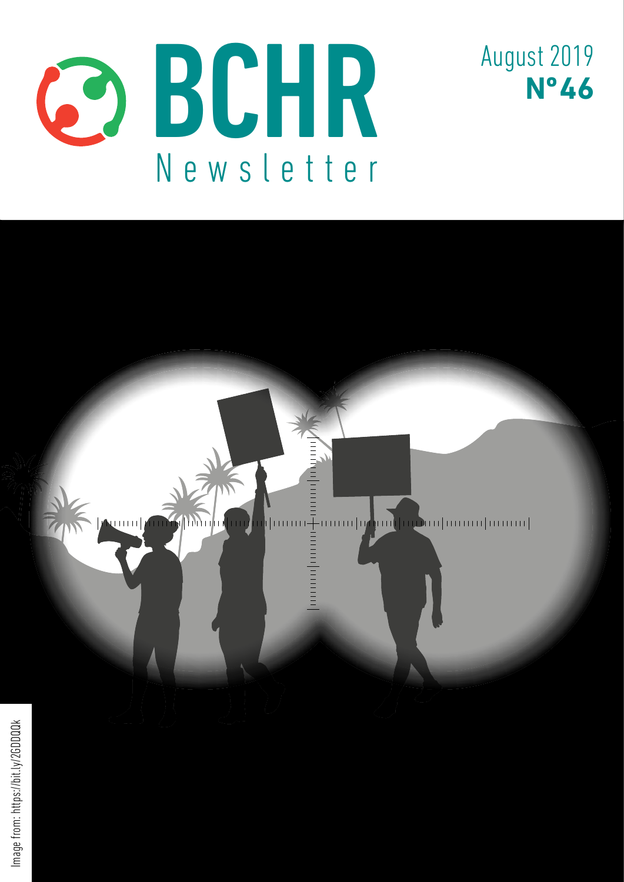# BCHR Newsletter

August 2019
**N°46**

Image from: https://bit.ly/2GDDQQk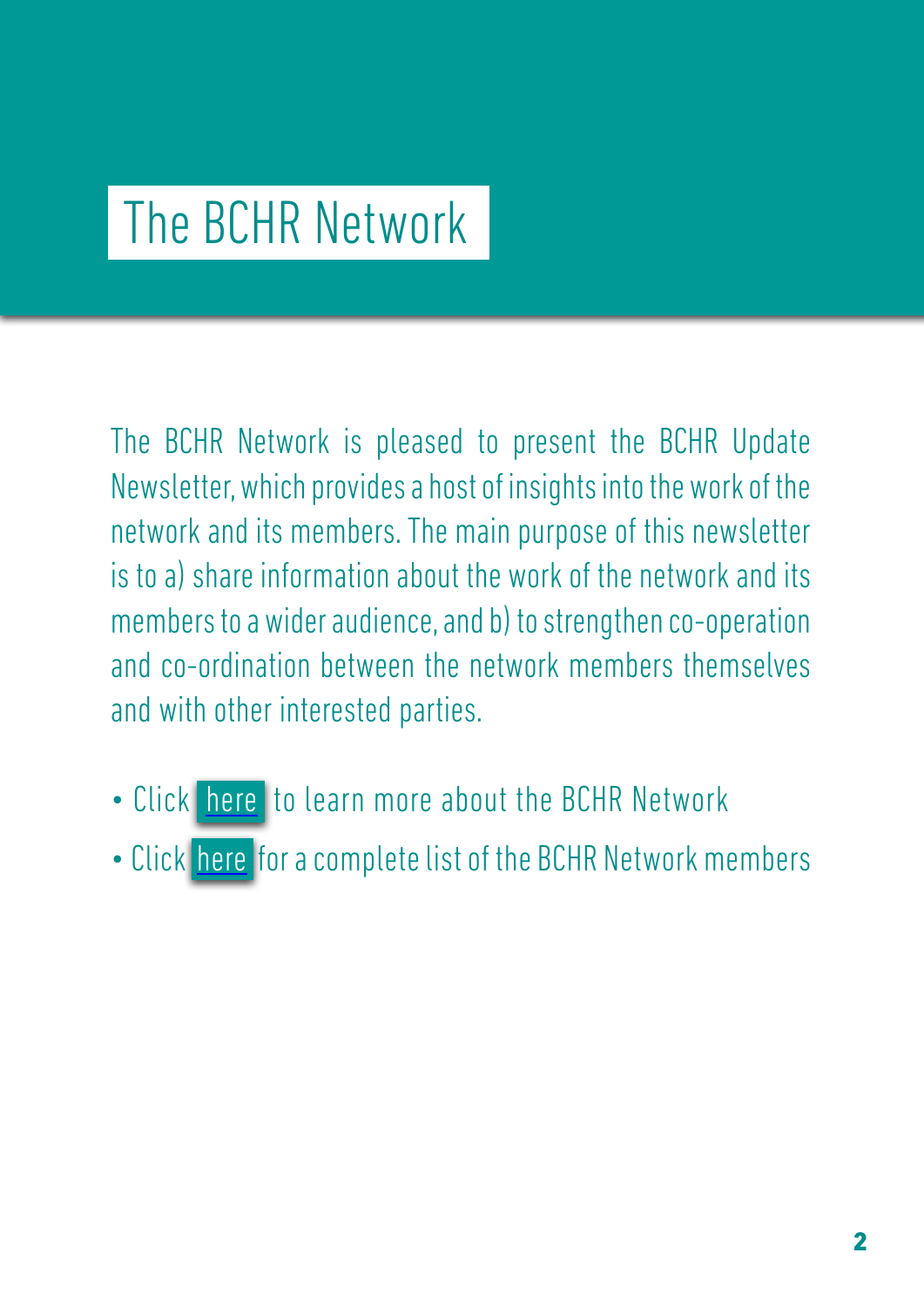# The BCHR Network

The BCHR Network is pleased to present the BCHR Update Newsletter, which provides a host of insights into the work of the network and its members. The main purpose of this newsletter is to a) share information about the work of the network and its members to a wider audience, and b) to strengthen co-operation and co-ordination between the network members themselves and with other interested parties.

- Click here to learn more about the BCHR Network
- Click here for a complete list of the BCHR Network members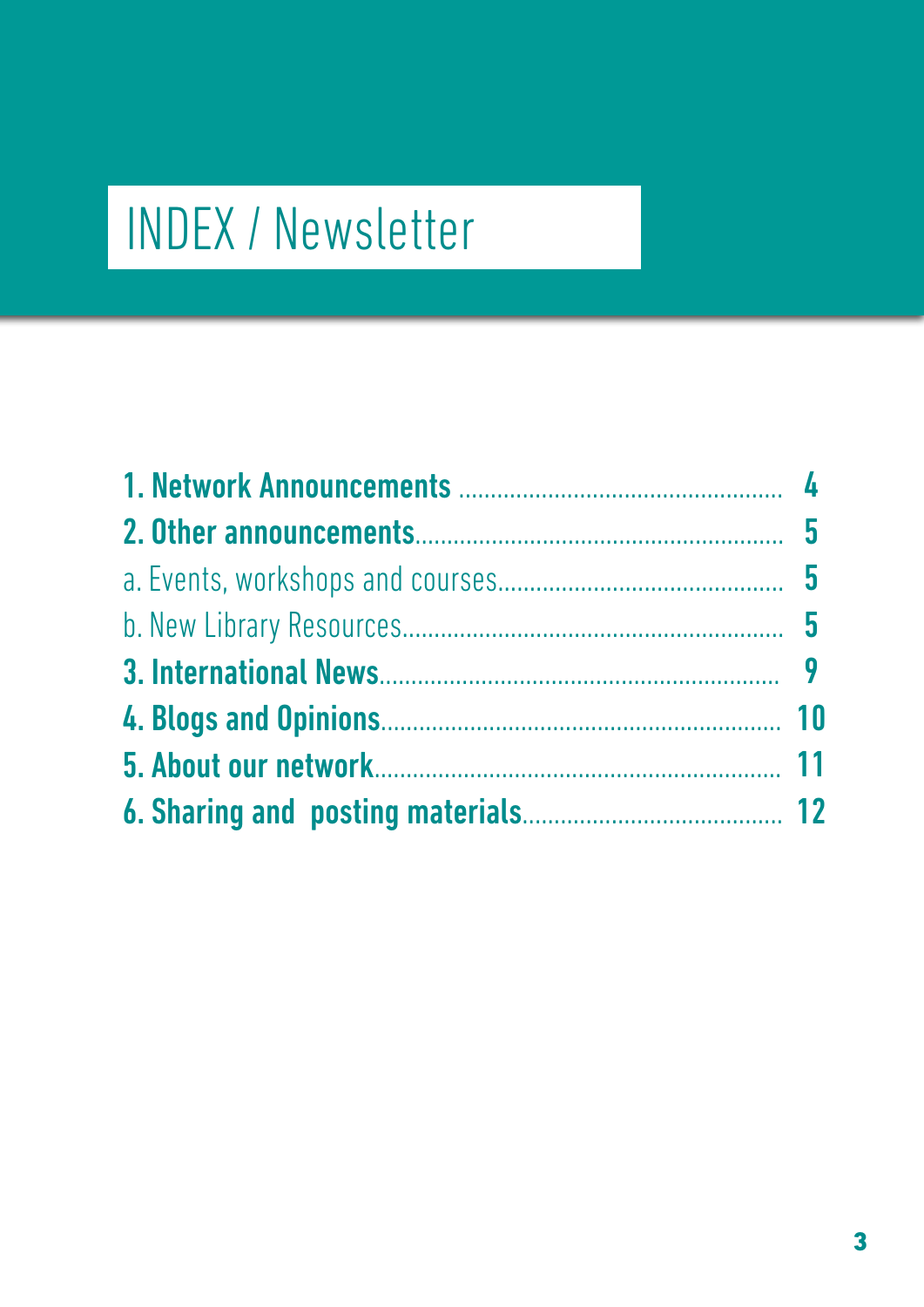# INDEX / Newsletter

| | |
|---|---|
| **1. Network Announcements** | **4** |
| **2. Other announcements** | **5** |
| a. Events, workshops and courses | **5** |
| b. New Library Resources | **5** |
| **3. International News** | **9** |
| **4. Blogs and Opinions** | **10** |
| **5. About our network** | **11** |
| **6. Sharing and posting materials** | **12** |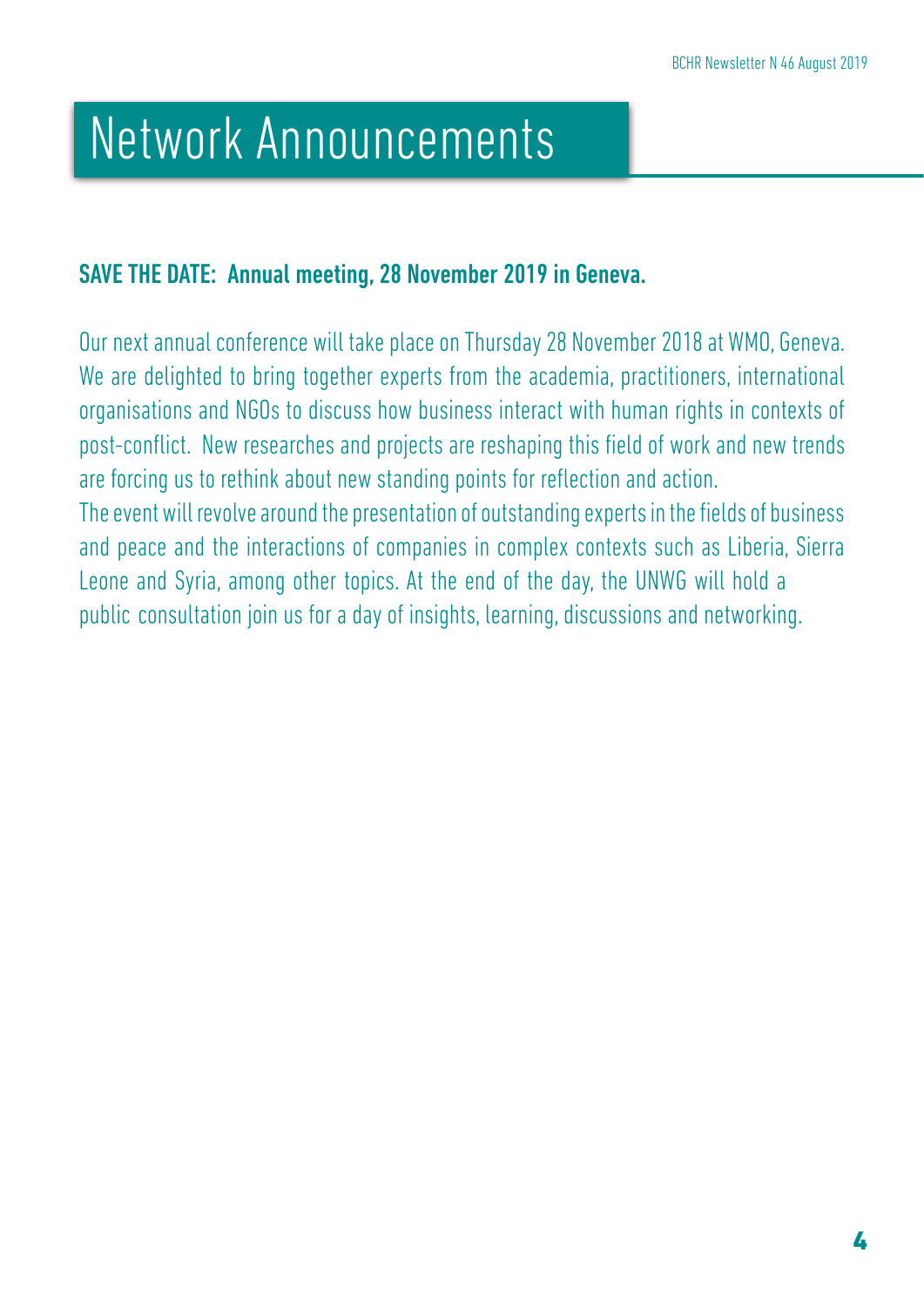# Network Announcements

## SAVE THE DATE: Annual meeting, 28 November 2019 in Geneva.

Our next annual conference will take place on Thursday 28 November 2018 at WMO, Geneva. We are delighted to bring together experts from the academia, practitioners, international organisations and NGOs to discuss how business interact with human rights in contexts of post-conflict. New researches and projects are reshaping this field of work and new trends are forcing us to rethink about new standing points for reflection and action.

The event will revolve around the presentation of outstanding experts in the fields of business and peace and the interactions of companies in complex contexts such as Liberia, Sierra Leone and Syria, among other topics. At the end of the day, the UNWG will hold a public consultation join us for a day of insights, learning, discussions and networking.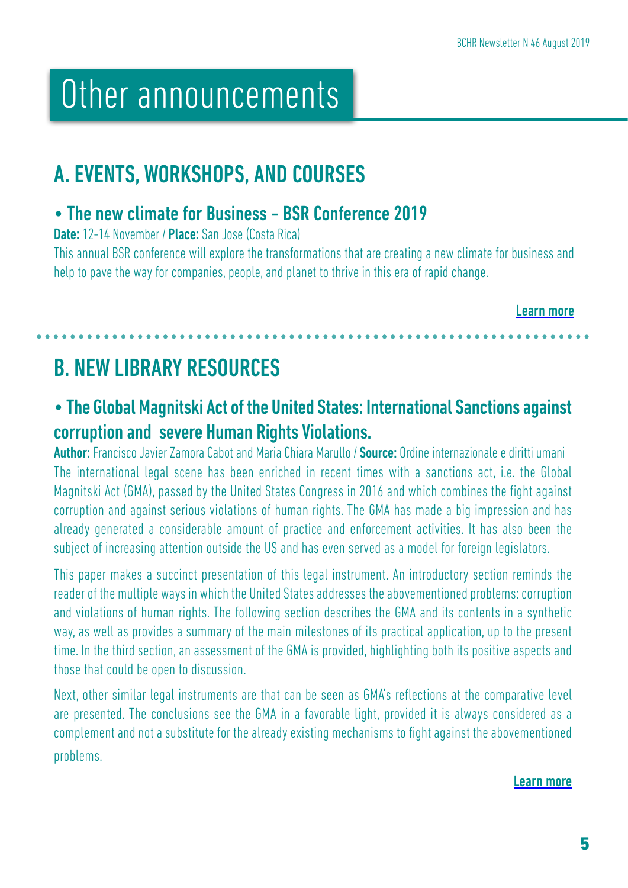# Other announcements

## A. EVENTS, WORKSHOPS, AND COURSES

### • The new climate for Business - BSR Conference 2019

**Date:** 12-14 November / **Place:** San Jose (Costa Rica)

This annual BSR conference will explore the transformations that are creating a new climate for business and help to pave the way for companies, people, and planet to thrive in this era of rapid change.

**Learn more**

## B. NEW LIBRARY RESOURCES

### • The Global Magnitski Act of the United States: International Sanctions against corruption and severe Human Rights Violations.

**Author:** Francisco Javier Zamora Cabot and Maria Chiara Marullo / **Source:** Ordine internazionale e diritti umani

The international legal scene has been enriched in recent times with a sanctions act, i.e. the Global Magnitski Act (GMA), passed by the United States Congress in 2016 and which combines the fight against corruption and against serious violations of human rights. The GMA has made a big impression and has already generated a considerable amount of practice and enforcement activities. It has also been the subject of increasing attention outside the US and has even served as a model for foreign legislators.

This paper makes a succinct presentation of this legal instrument. An introductory section reminds the reader of the multiple ways in which the United States addresses the abovementioned problems: corruption and violations of human rights. The following section describes the GMA and its contents in a synthetic way, as well as provides a summary of the main milestones of its practical application, up to the present time. In the third section, an assessment of the GMA is provided, highlighting both its positive aspects and those that could be open to discussion.

Next, other similar legal instruments are that can be seen as GMA's reflections at the comparative level are presented. The conclusions see the GMA in a favorable light, provided it is always considered as a complement and not a substitute for the already existing mechanisms to fight against the abovementioned problems.

**Learn more**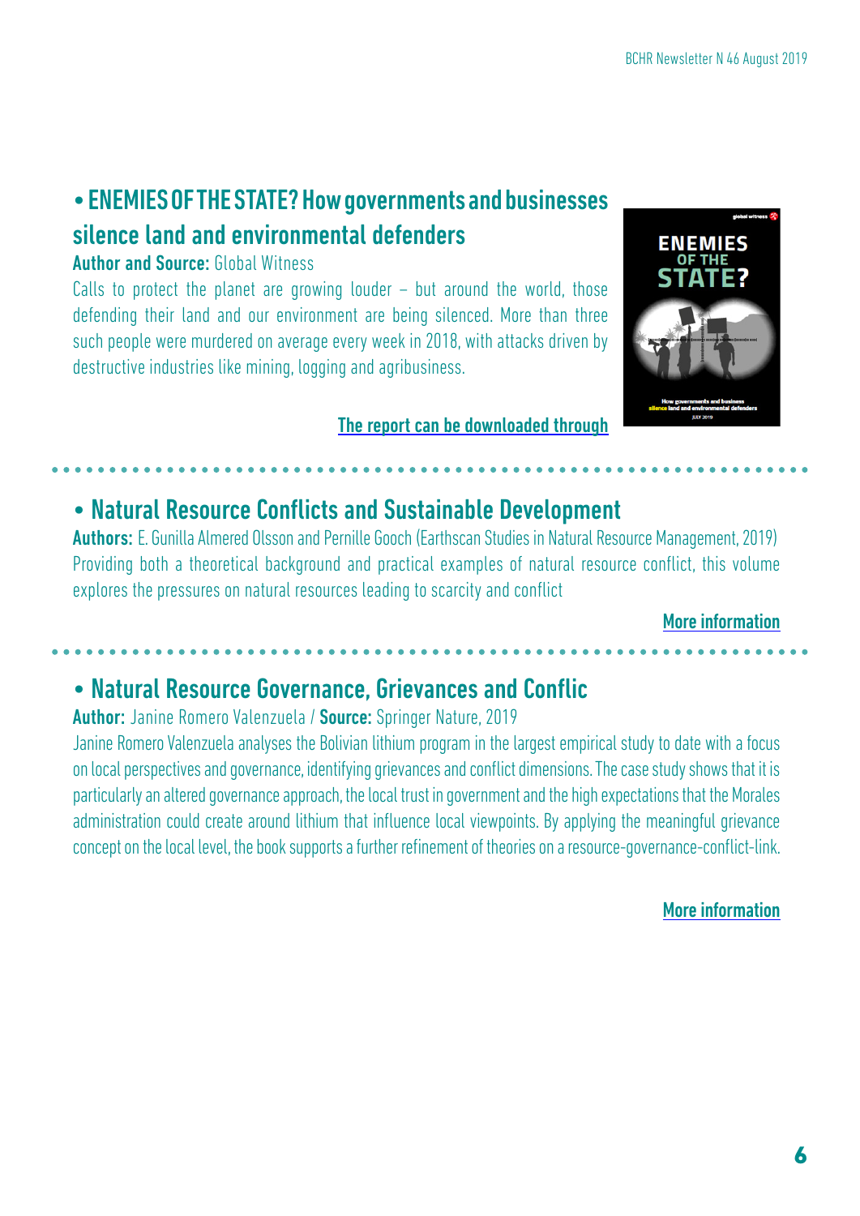## • ENEMIES OF THE STATE? How governments and businesses silence land and environmental defenders

**Author and Source:** Global Witness

Calls to protect the planet are growing louder – but around the world, those defending their land and our environment are being silenced. More than three such people were murdered on average every week in 2018, with attacks driven by destructive industries like mining, logging and agribusiness.

The report can be downloaded through

## • Natural Resource Conflicts and Sustainable Development

**Authors:** E. Gunilla Almered Olsson and Pernille Gooch (Earthscan Studies in Natural Resource Management, 2019)

Providing both a theoretical background and practical examples of natural resource conflict, this volume explores the pressures on natural resources leading to scarcity and conflict

More information

## • Natural Resource Governance, Grievances and Conflic

**Author:** Janine Romero Valenzuela / **Source:** Springer Nature, 2019

Janine Romero Valenzuela analyses the Bolivian lithium program in the largest empirical study to date with a focus on local perspectives and governance, identifying grievances and conflict dimensions. The case study shows that it is particularly an altered governance approach, the local trust in government and the high expectations that the Morales administration could create around lithium that influence local viewpoints. By applying the meaningful grievance concept on the local level, the book supports a further refinement of theories on a resource-governance-conflict-link.

More information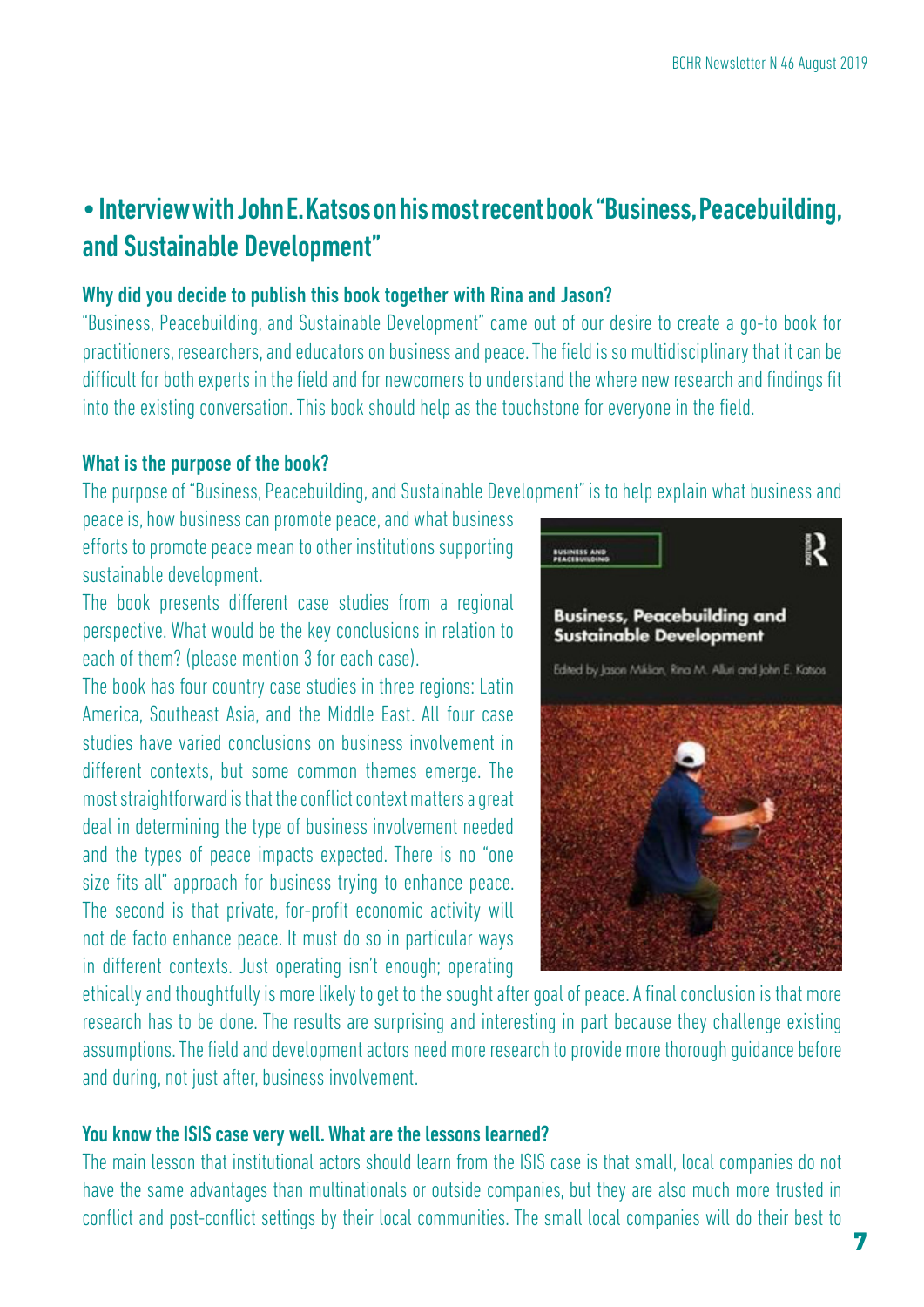## • Interview with John E. Katsos on his most recent book "Business, Peacebuilding, and Sustainable Development"

**Why did you decide to publish this book together with Rina and Jason?**

"Business, Peacebuilding, and Sustainable Development" came out of our desire to create a go-to book for practitioners, researchers, and educators on business and peace. The field is so multidisciplinary that it can be difficult for both experts in the field and for newcomers to understand the where new research and findings fit into the existing conversation. This book should help as the touchstone for everyone in the field.

**What is the purpose of the book?**

The purpose of "Business, Peacebuilding, and Sustainable Development" is to help explain what business and peace is, how business can promote peace, and what business efforts to promote peace mean to other institutions supporting sustainable development.

The book presents different case studies from a regional perspective. What would be the key conclusions in relation to each of them? (please mention 3 for each case).

The book has four country case studies in three regions: Latin America, Southeast Asia, and the Middle East. All four case studies have varied conclusions on business involvement in different contexts, but some common themes emerge. The most straightforward is that the conflict context matters a great deal in determining the type of business involvement needed and the types of peace impacts expected. There is no "one size fits all" approach for business trying to enhance peace. The second is that private, for-profit economic activity will not de facto enhance peace. It must do so in particular ways in different contexts. Just operating isn't enough; operating ethically and thoughtfully is more likely to get to the sought after goal of peace. A final conclusion is that more research has to be done. The results are surprising and interesting in part because they challenge existing assumptions. The field and development actors need more research to provide more thorough guidance before and during, not just after, business involvement.

**You know the ISIS case very well. What are the lessons learned?**

The main lesson that institutional actors should learn from the ISIS case is that small, local companies do not have the same advantages than multinationals or outside companies, but they are also much more trusted in conflict and post-conflict settings by their local communities. The small local companies will do their best to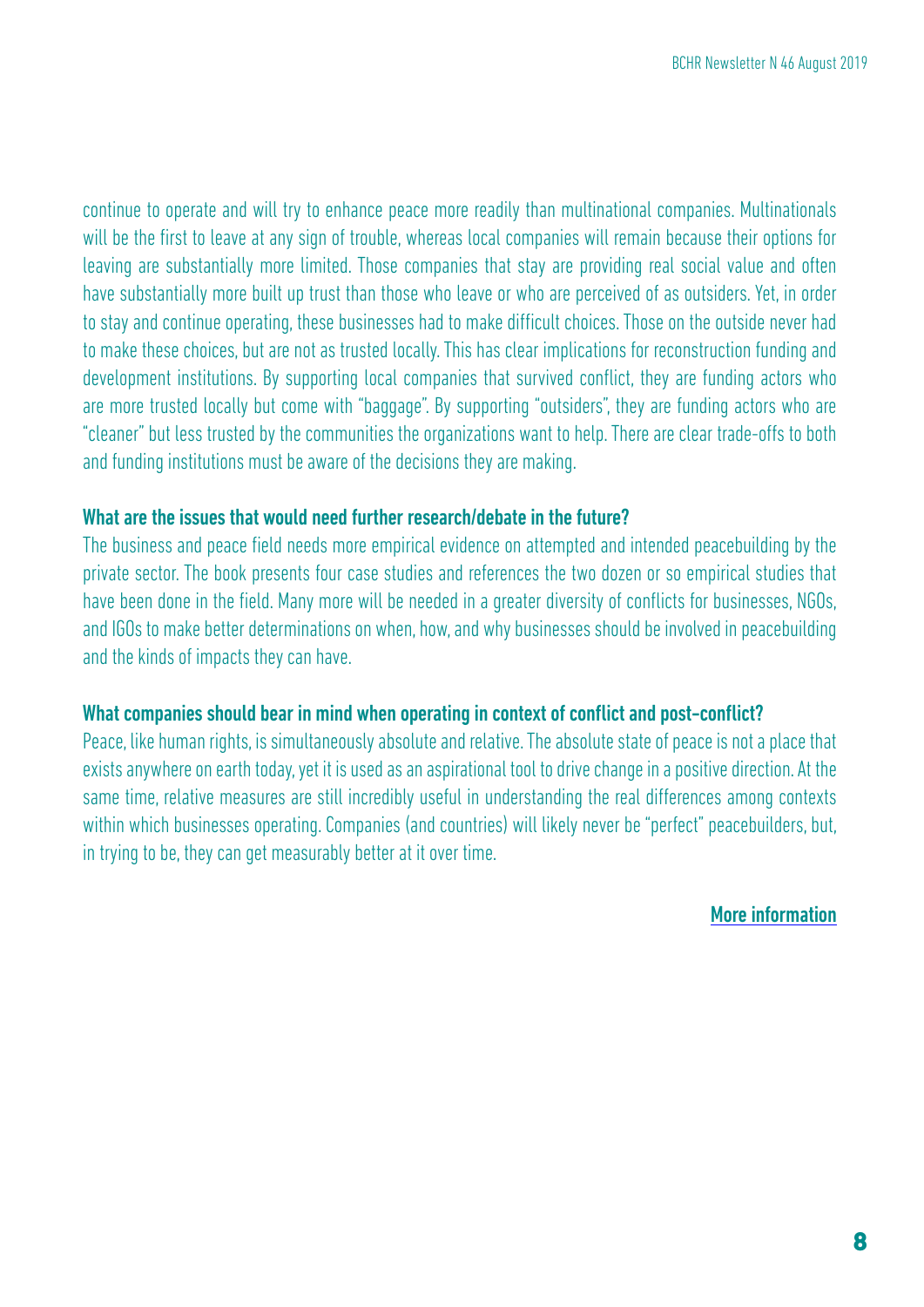continue to operate and will try to enhance peace more readily than multinational companies. Multinationals will be the first to leave at any sign of trouble, whereas local companies will remain because their options for leaving are substantially more limited. Those companies that stay are providing real social value and often have substantially more built up trust than those who leave or who are perceived of as outsiders. Yet, in order to stay and continue operating, these businesses had to make difficult choices. Those on the outside never had to make these choices, but are not as trusted locally. This has clear implications for reconstruction funding and development institutions. By supporting local companies that survived conflict, they are funding actors who are more trusted locally but come with "baggage". By supporting "outsiders", they are funding actors who are "cleaner" but less trusted by the communities the organizations want to help. There are clear trade-offs to both and funding institutions must be aware of the decisions they are making.

**What are the issues that would need further research/debate in the future?**

The business and peace field needs more empirical evidence on attempted and intended peacebuilding by the private sector. The book presents four case studies and references the two dozen or so empirical studies that have been done in the field. Many more will be needed in a greater diversity of conflicts for businesses, NGOs, and IGOs to make better determinations on when, how, and why businesses should be involved in peacebuilding and the kinds of impacts they can have.

**What companies should bear in mind when operating in context of conflict and post-conflict?**

Peace, like human rights, is simultaneously absolute and relative. The absolute state of peace is not a place that exists anywhere on earth today, yet it is used as an aspirational tool to drive change in a positive direction. At the same time, relative measures are still incredibly useful in understanding the real differences among contexts within which businesses operating. Companies (and countries) will likely never be "perfect" peacebuilders, but, in trying to be, they can get measurably better at it over time.

**More information**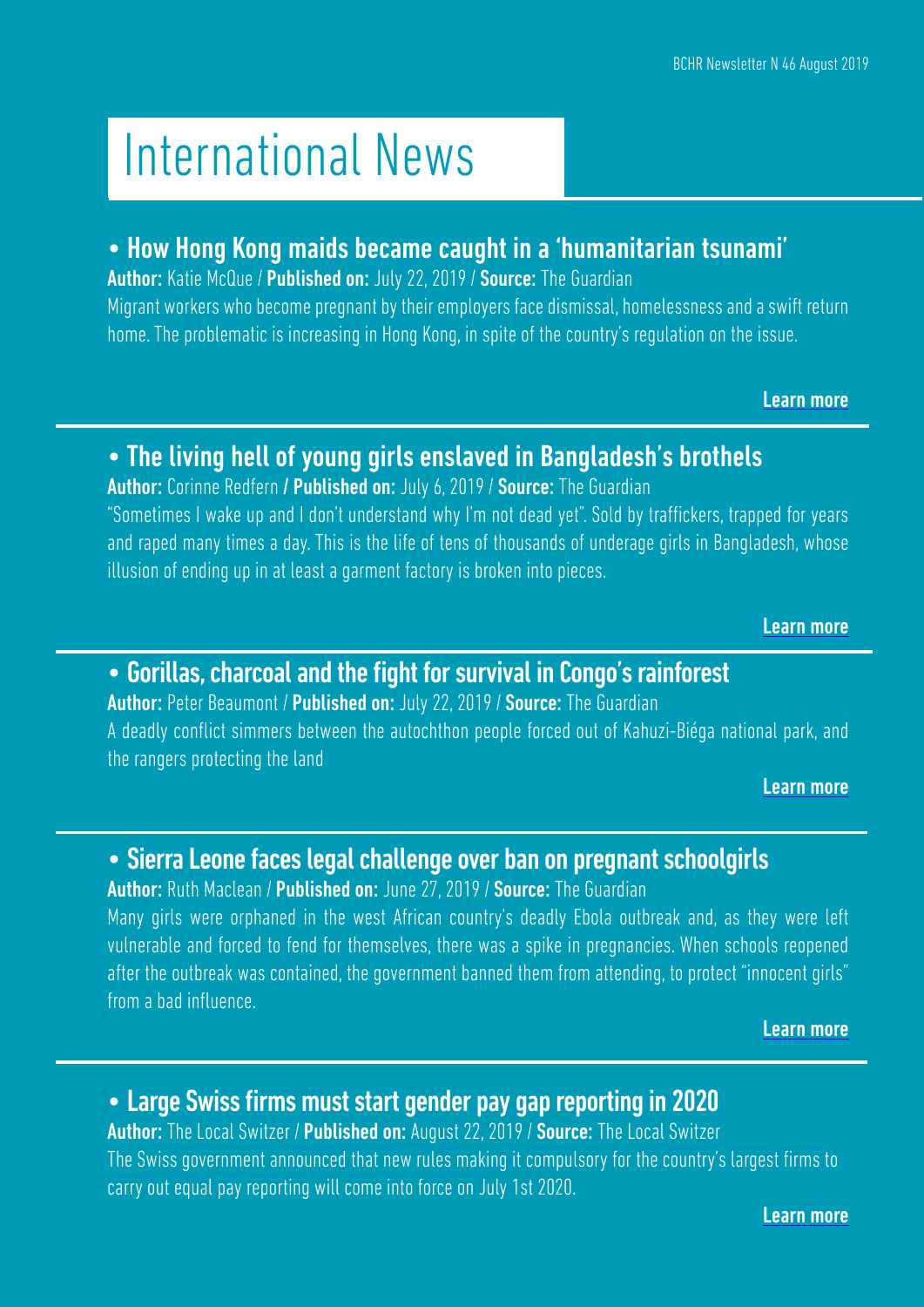# International News

## • How Hong Kong maids became caught in a 'humanitarian tsunami'

**Author:** Katie McQue / **Published on:** July 22, 2019 / **Source:** The Guardian

Migrant workers who become pregnant by their employers face dismissal, homelessness and a swift return home. The problematic is increasing in Hong Kong, in spite of the country's regulation on the issue.

**Learn more**

## • The living hell of young girls enslaved in Bangladesh's brothels

**Author:** Corinne Redfern **/ Published on:** July 6, 2019 / **Source:** The Guardian

"Sometimes I wake up and I don't understand why I'm not dead yet". Sold by traffickers, trapped for years and raped many times a day. This is the life of tens of thousands of underage girls in Bangladesh, whose illusion of ending up in at least a garment factory is broken into pieces.

**Learn more**

## • Gorillas, charcoal and the fight for survival in Congo's rainforest

**Author:** Peter Beaumont / **Published on:** July 22, 2019 / **Source:** The Guardian

A deadly conflict simmers between the autochthon people forced out of Kahuzi-Biéga national park, and the rangers protecting the land

**Learn more**

## • Sierra Leone faces legal challenge over ban on pregnant schoolgirls

**Author:** Ruth Maclean / **Published on:** June 27, 2019 / **Source:** The Guardian

Many girls were orphaned in the west African country's deadly Ebola outbreak and, as they were left vulnerable and forced to fend for themselves, there was a spike in pregnancies. When schools reopened after the outbreak was contained, the government banned them from attending, to protect "innocent girls" from a bad influence.

**Learn more**

## • Large Swiss firms must start gender pay gap reporting in 2020

**Author:** The Local Switzer / **Published on:** August 22, 2019 / **Source:** The Local Switzer

The Swiss government announced that new rules making it compulsory for the country's largest firms to carry out equal pay reporting will come into force on July 1st 2020.

**Learn more**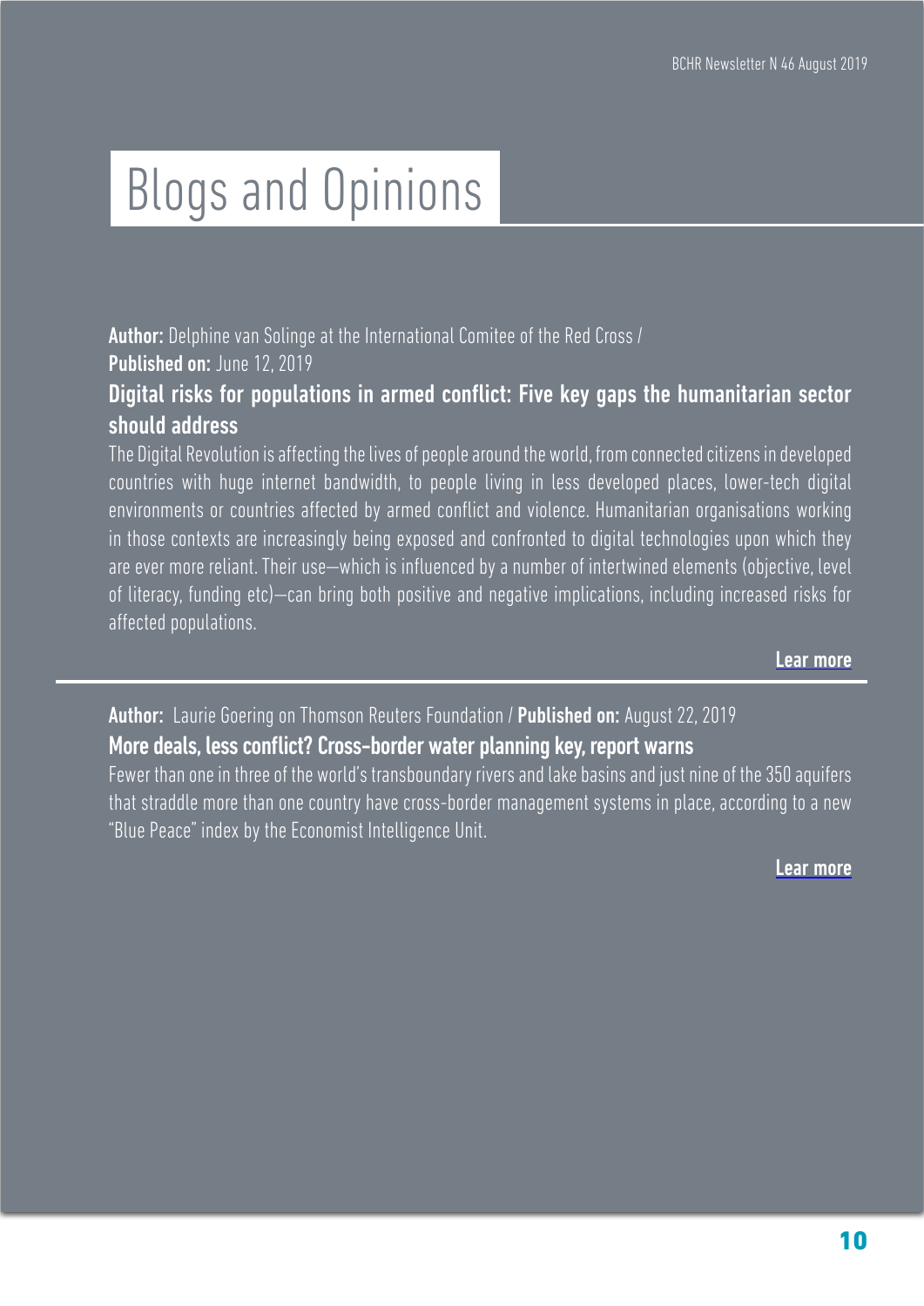# Blogs and Opinions

**Author:** Delphine van Solinge at the International Comitee of the Red Cross /
**Published on:** June 12, 2019

### Digital risks for populations in armed conflict: Five key gaps the humanitarian sector should address

The Digital Revolution is affecting the lives of people around the world, from connected citizens in developed countries with huge internet bandwidth, to people living in less developed places, lower-tech digital environments or countries affected by armed conflict and violence. Humanitarian organisations working in those contexts are increasingly being exposed and confronted to digital technologies upon which they are ever more reliant. Their use—which is influenced by a number of intertwined elements (objective, level of literacy, funding etc)—can bring both positive and negative implications, including increased risks for affected populations.

**Lear more**

---

**Author:** Laurie Goering on Thomson Reuters Foundation / **Published on:** August 22, 2019

### More deals, less conflict? Cross-border water planning key, report warns

Fewer than one in three of the world's transboundary rivers and lake basins and just nine of the 350 aquifers that straddle more than one country have cross-border management systems in place, according to a new "Blue Peace" index by the Economist Intelligence Unit.

**Lear more**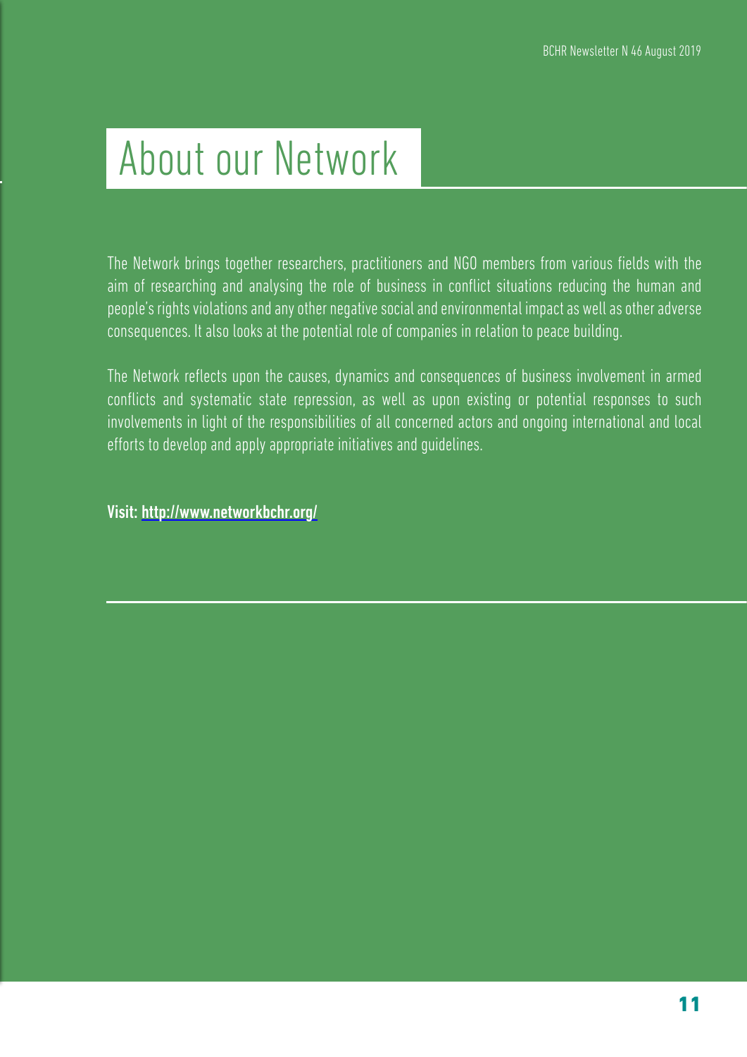# About our Network

The Network brings together researchers, practitioners and NGO members from various fields with the aim of researching and analysing the role of business in conflict situations reducing the human and people's rights violations and any other negative social and environmental impact as well as other adverse consequences. It also looks at the potential role of companies in relation to peace building.

The Network reflects upon the causes, dynamics and consequences of business involvement in armed conflicts and systematic state repression, as well as upon existing or potential responses to such involvements in light of the responsibilities of all concerned actors and ongoing international and local efforts to develop and apply appropriate initiatives and guidelines.

**Visit: http://www.networkbchr.org/**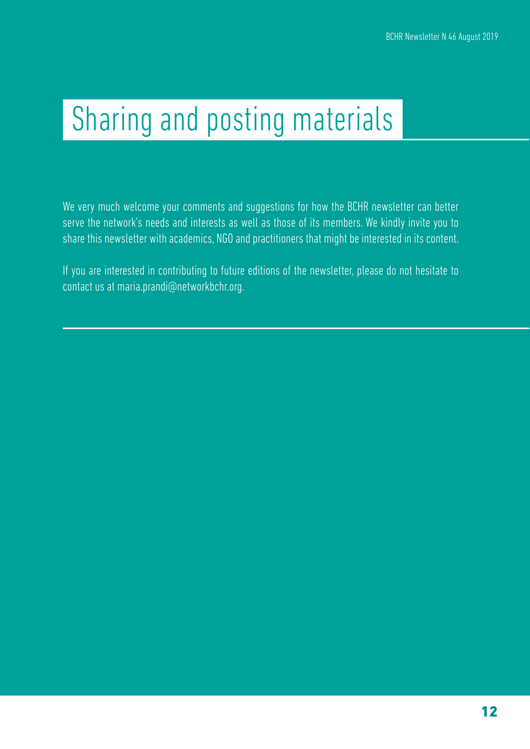# Sharing and posting materials

We very much welcome your comments and suggestions for how the BCHR newsletter can better serve the network's needs and interests as well as those of its members. We kindly invite you to share this newsletter with academics, NGO and practitioners that might be interested in its content.

If you are interested in contributing to future editions of the newsletter, please do not hesitate to contact us at maria.prandi@networkbchr.org.